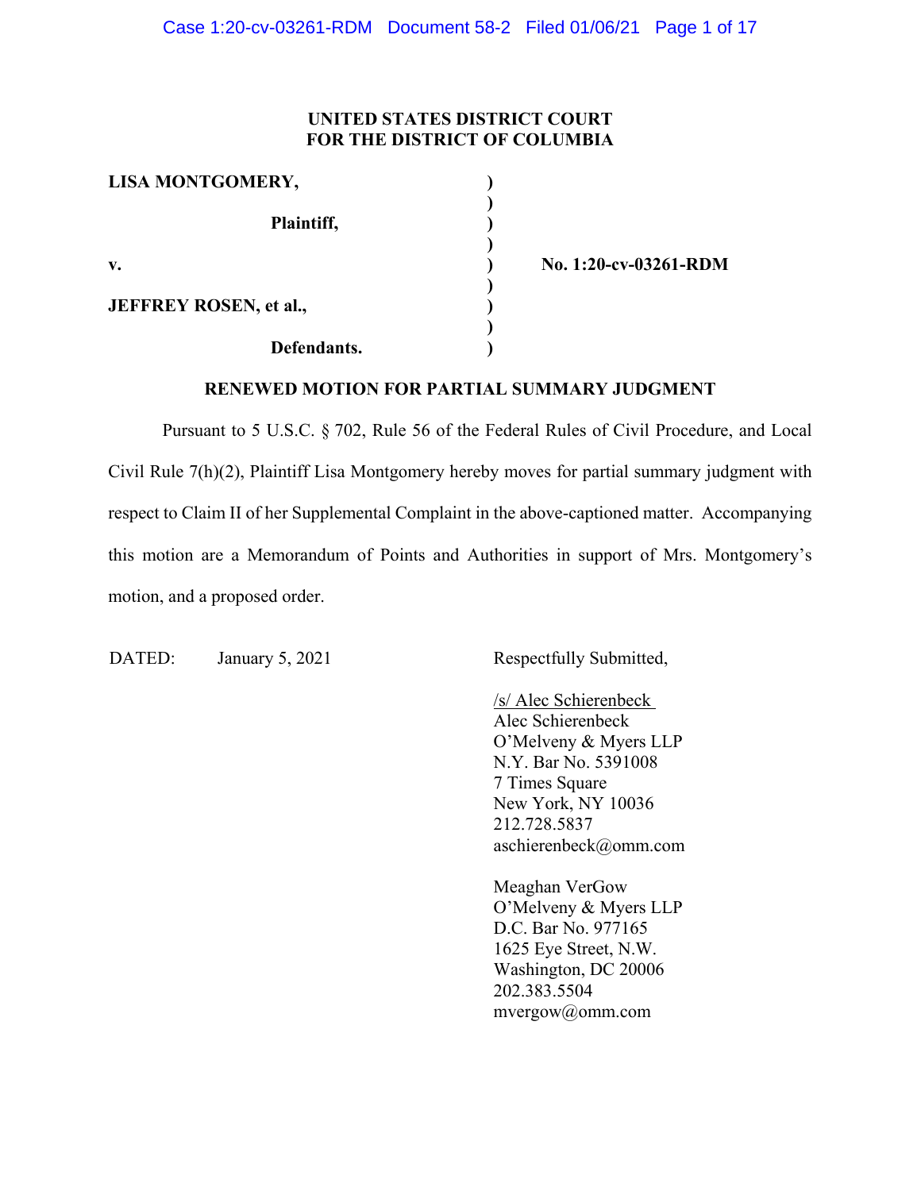**UNITED STATES DISTRICT COURT**
**FOR THE DISTRICT OF COLUMBIA**

| | | |
|---|---|---|
| **LISA MONTGOMERY,** | ) | |
| | ) | |
| **Plaintiff,** | ) | |
| | ) | |
| **v.** | ) | **No. 1:20-cv-03261-RDM** |
| | ) | |
| **JEFFREY ROSEN, et al.,** | ) | |
| | ) | |
| **Defendants.** | ) | |

**RENEWED MOTION FOR PARTIAL SUMMARY JUDGMENT**

Pursuant to 5 U.S.C. § 702, Rule 56 of the Federal Rules of Civil Procedure, and Local Civil Rule 7(h)(2), Plaintiff Lisa Montgomery hereby moves for partial summary judgment with respect to Claim II of her Supplemental Complaint in the above-captioned matter. Accompanying this motion are a Memorandum of Points and Authorities in support of Mrs. Montgomery's motion, and a proposed order.

DATED: January 5, 2021

Respectfully Submitted,

/s/ Alec Schierenbeck
Alec Schierenbeck
O'Melveny & Myers LLP
N.Y. Bar No. 5391008
7 Times Square
New York, NY 10036
212.728.5837
aschierenbeck@omm.com

Meaghan VerGow
O'Melveny & Myers LLP
D.C. Bar No. 977165
1625 Eye Street, N.W.
Washington, DC 20006
202.383.5504
mvergow@omm.com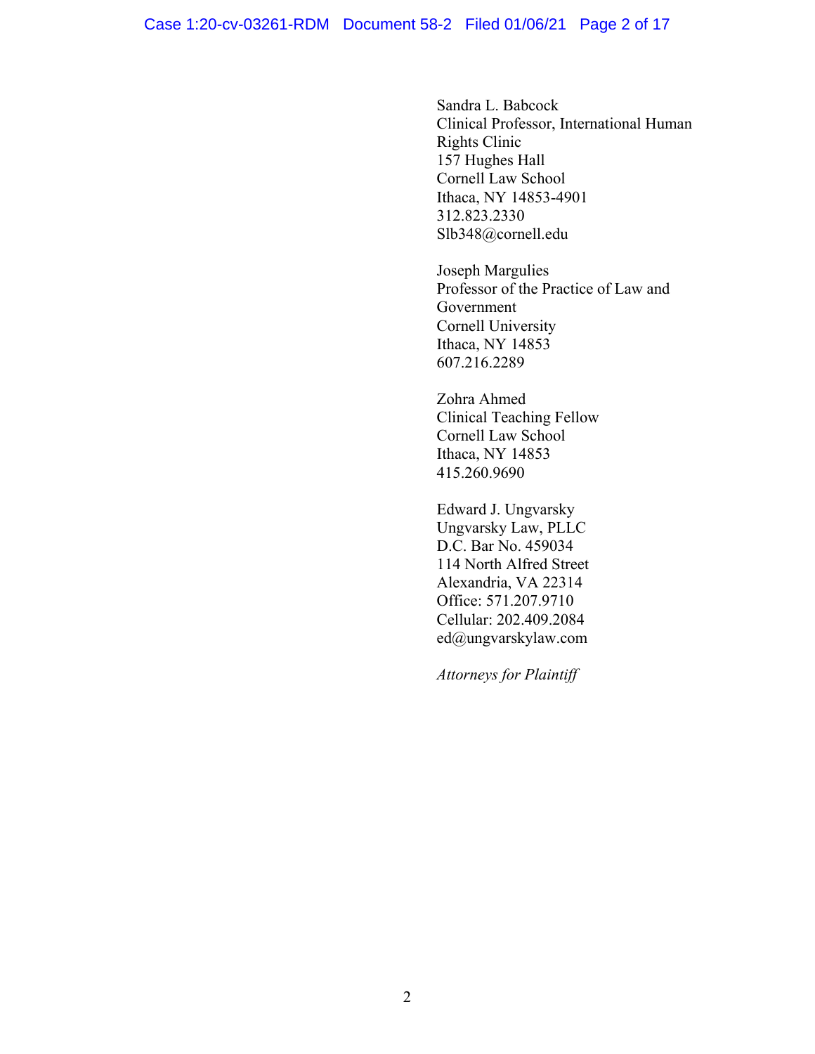Sandra L. Babcock
Clinical Professor, International Human Rights Clinic
157 Hughes Hall
Cornell Law School
Ithaca, NY 14853-4901
312.823.2330
Slb348@cornell.edu

Joseph Margulies
Professor of the Practice of Law and Government
Cornell University
Ithaca, NY 14853
607.216.2289

Zohra Ahmed
Clinical Teaching Fellow
Cornell Law School
Ithaca, NY 14853
415.260.9690

Edward J. Ungvarsky
Ungvarsky Law, PLLC
D.C. Bar No. 459034
114 North Alfred Street
Alexandria, VA 22314
Office: 571.207.9710
Cellular: 202.409.2084
ed@ungvarskylaw.com

*Attorneys for Plaintiff*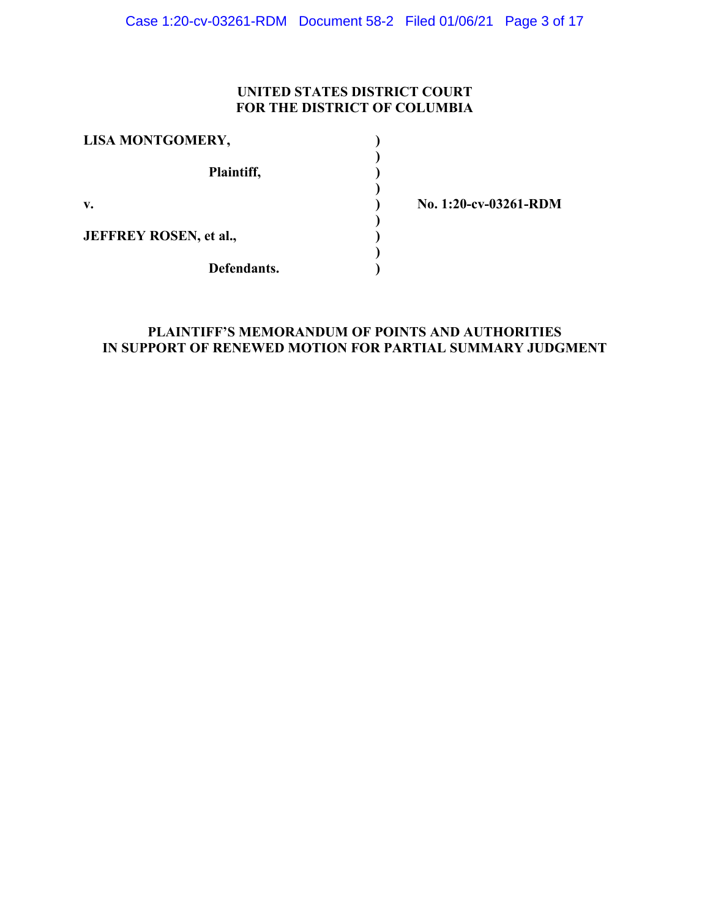**UNITED STATES DISTRICT COURT**
**FOR THE DISTRICT OF COLUMBIA**

| | | |
|---|---|---|
| **LISA MONTGOMERY,** | ) | |
| | ) | |
| **Plaintiff,** | ) | |
| | ) | |
| **v.** | ) | **No. 1:20-cv-03261-RDM** |
| | ) | |
| **JEFFREY ROSEN, et al.,** | ) | |
| | ) | |
| **Defendants.** | ) | |

**PLAINTIFF'S MEMORANDUM OF POINTS AND AUTHORITIES**
**IN SUPPORT OF RENEWED MOTION FOR PARTIAL SUMMARY JUDGMENT**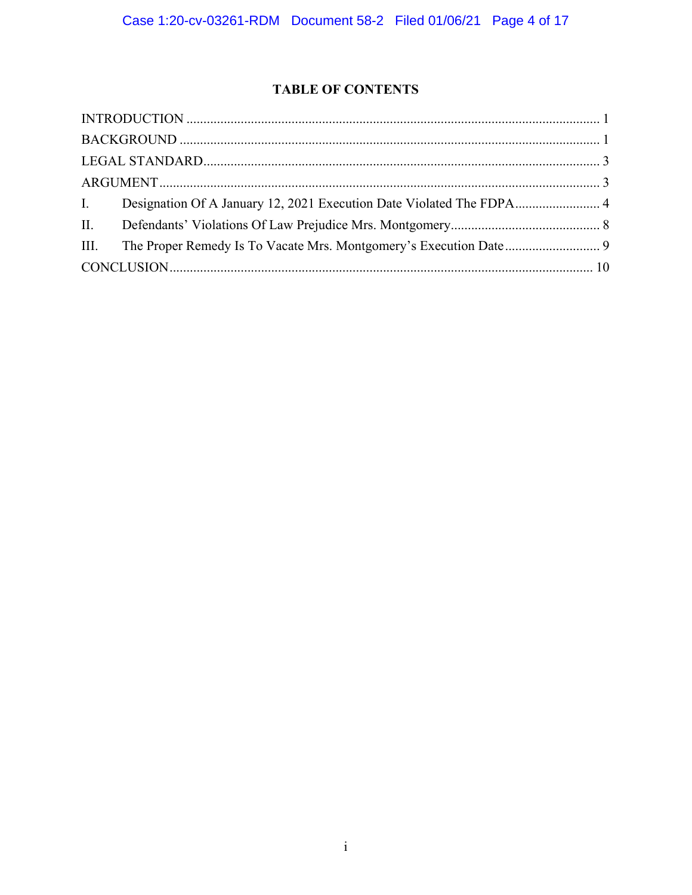# TABLE OF CONTENTS

INTRODUCTION ........................................................................................................................ 1

BACKGROUND ........................................................................................................................ 1

LEGAL STANDARD.................................................................................................................. 3

ARGUMENT .............................................................................................................................. 3

I. Designation Of A January 12, 2021 Execution Date Violated The FDPA ......................... 4

II. Defendants' Violations Of Law Prejudice Mrs. Montgomery............................................ 8

III. The Proper Remedy Is To Vacate Mrs. Montgomery's Execution Date ............................ 9

CONCLUSION.......................................................................................................................... 10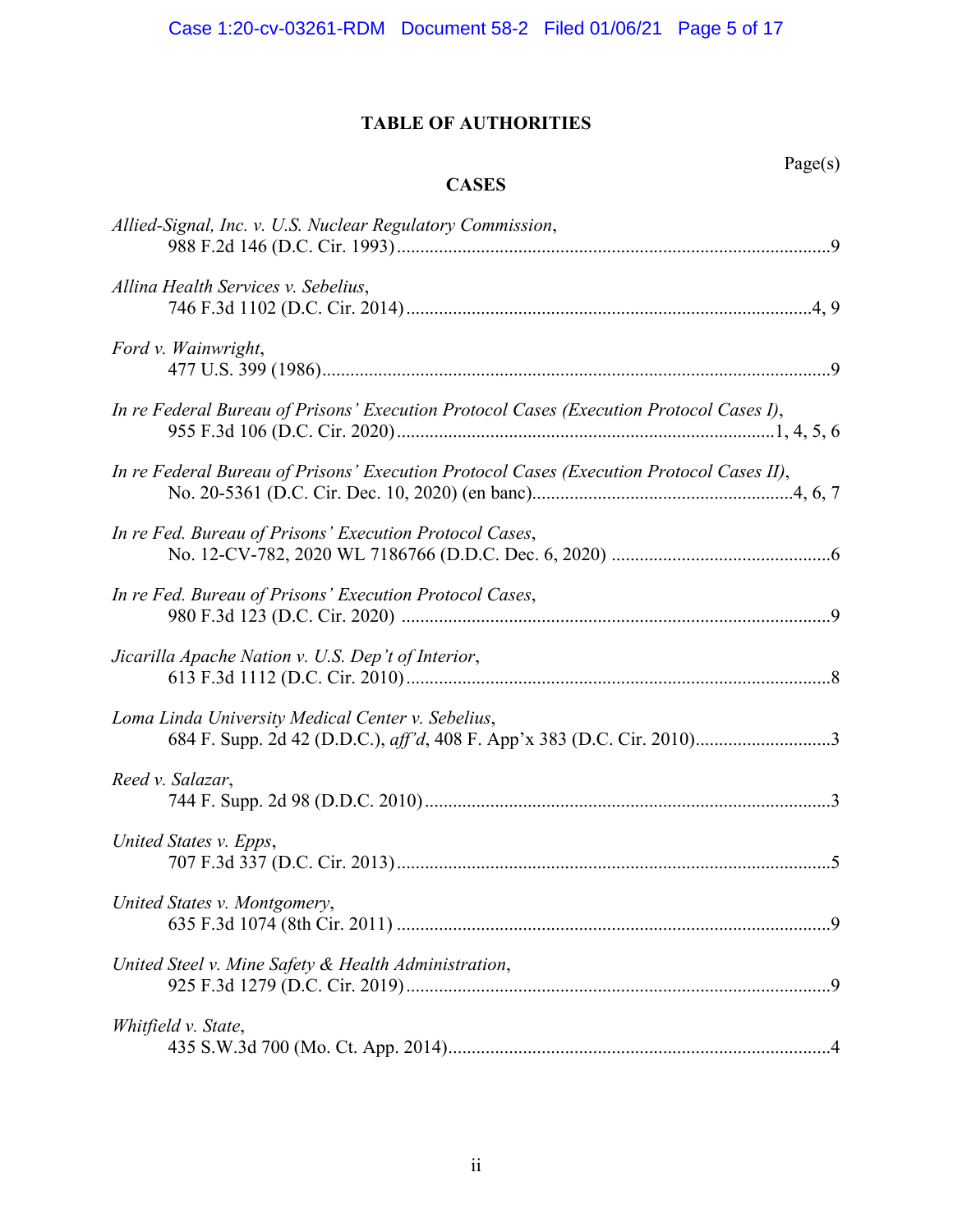# TABLE OF AUTHORITIES

Page(s)

## CASES

*Allied-Signal, Inc. v. U.S. Nuclear Regulatory Commission*,
988 F.2d 146 (D.C. Cir. 1993)....................................................................................9

*Allina Health Services v. Sebelius*,
746 F.3d 1102 (D.C. Cir. 2014)..............................................................................4, 9

*Ford v. Wainwright*,
477 U.S. 399 (1986)....................................................................................................9

*In re Federal Bureau of Prisons' Execution Protocol Cases (Execution Protocol Cases I)*,
955 F.3d 106 (D.C. Cir. 2020)..........................................................................1, 4, 5, 6

*In re Federal Bureau of Prisons' Execution Protocol Cases (Execution Protocol Cases II)*,
No. 20-5361 (D.C. Cir. Dec. 10, 2020) (en banc)...................................................4, 6, 7

*In re Fed. Bureau of Prisons' Execution Protocol Cases*,
No. 12-CV-782, 2020 WL 7186766 (D.D.C. Dec. 6, 2020) ...........................................6

*In re Fed. Bureau of Prisons' Execution Protocol Cases*,
980 F.3d 123 (D.C. Cir. 2020) ....................................................................................9

*Jicarilla Apache Nation v. U.S. Dep't of Interior*,
613 F.3d 1112 (D.C. Cir. 2010)..................................................................................8

*Loma Linda University Medical Center v. Sebelius*,
684 F. Supp. 2d 42 (D.D.C.), *aff'd*, 408 F. App'x 383 (D.C. Cir. 2010)............................3

*Reed v. Salazar*,
744 F. Supp. 2d 98 (D.D.C. 2010)..............................................................................3

*United States v. Epps*,
707 F.3d 337 (D.C. Cir. 2013)....................................................................................5

*United States v. Montgomery*,
635 F.3d 1074 (8th Cir. 2011) ....................................................................................9

*United Steel v. Mine Safety & Health Administration*,
925 F.3d 1279 (D.C. Cir. 2019)..................................................................................9

*Whitfield v. State*,
435 S.W.3d 700 (Mo. Ct. App. 2014)..........................................................................4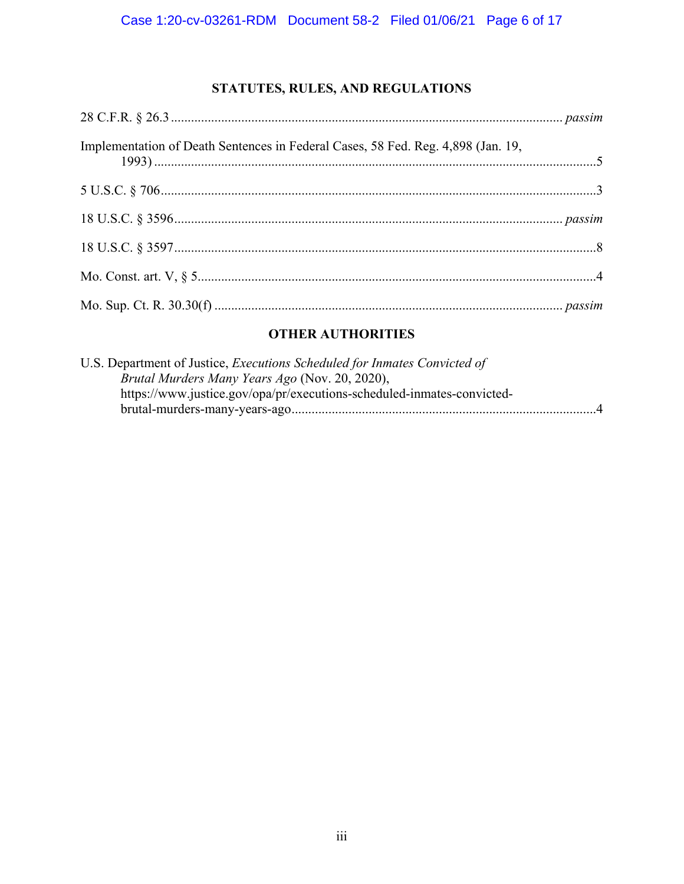## STATUTES, RULES, AND REGULATIONS

28 C.F.R. § 26.3 ........................................................................................................ *passim*

Implementation of Death Sentences in Federal Cases, 58 Fed. Reg. 4,898 (Jan. 19, 1993) ..........................................................................................................................5

5 U.S.C. § 706..................................................................................................................3

18 U.S.C. § 3596 ...................................................................................................... *passim*

18 U.S.C. § 3597................................................................................................................8

Mo. Const. art. V, § 5.........................................................................................................4

Mo. Sup. Ct. R. 30.30(f) ........................................................................................... *passim*

## OTHER AUTHORITIES

U.S. Department of Justice, *Executions Scheduled for Inmates Convicted of Brutal Murders Many Years Ago* (Nov. 20, 2020), https://www.justice.gov/opa/pr/executions-scheduled-inmates-convicted-brutal-murders-many-years-ago..............................................................................................4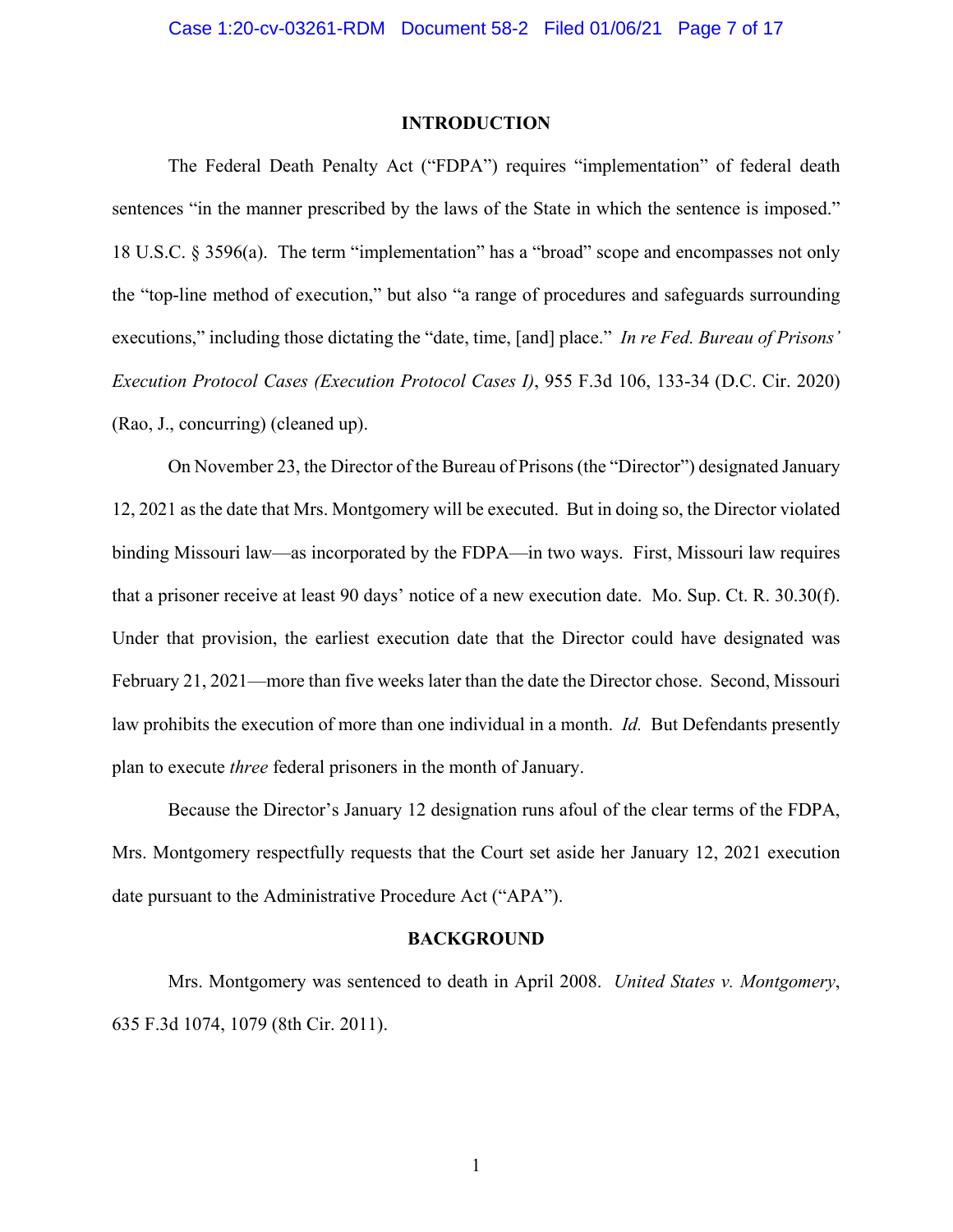## INTRODUCTION

The Federal Death Penalty Act ("FDPA") requires "implementation" of federal death sentences "in the manner prescribed by the laws of the State in which the sentence is imposed." 18 U.S.C. § 3596(a). The term "implementation" has a "broad" scope and encompasses not only the "top-line method of execution," but also "a range of procedures and safeguards surrounding executions," including those dictating the "date, time, [and] place." *In re Fed. Bureau of Prisons' Execution Protocol Cases (Execution Protocol Cases I)*, 955 F.3d 106, 133-34 (D.C. Cir. 2020) (Rao, J., concurring) (cleaned up).

On November 23, the Director of the Bureau of Prisons (the "Director") designated January 12, 2021 as the date that Mrs. Montgomery will be executed. But in doing so, the Director violated binding Missouri law—as incorporated by the FDPA—in two ways. First, Missouri law requires that a prisoner receive at least 90 days' notice of a new execution date. Mo. Sup. Ct. R. 30.30(f). Under that provision, the earliest execution date that the Director could have designated was February 21, 2021—more than five weeks later than the date the Director chose. Second, Missouri law prohibits the execution of more than one individual in a month. *Id.* But Defendants presently plan to execute *three* federal prisoners in the month of January.

Because the Director's January 12 designation runs afoul of the clear terms of the FDPA, Mrs. Montgomery respectfully requests that the Court set aside her January 12, 2021 execution date pursuant to the Administrative Procedure Act ("APA").

## BACKGROUND

Mrs. Montgomery was sentenced to death in April 2008. *United States v. Montgomery*, 635 F.3d 1074, 1079 (8th Cir. 2011).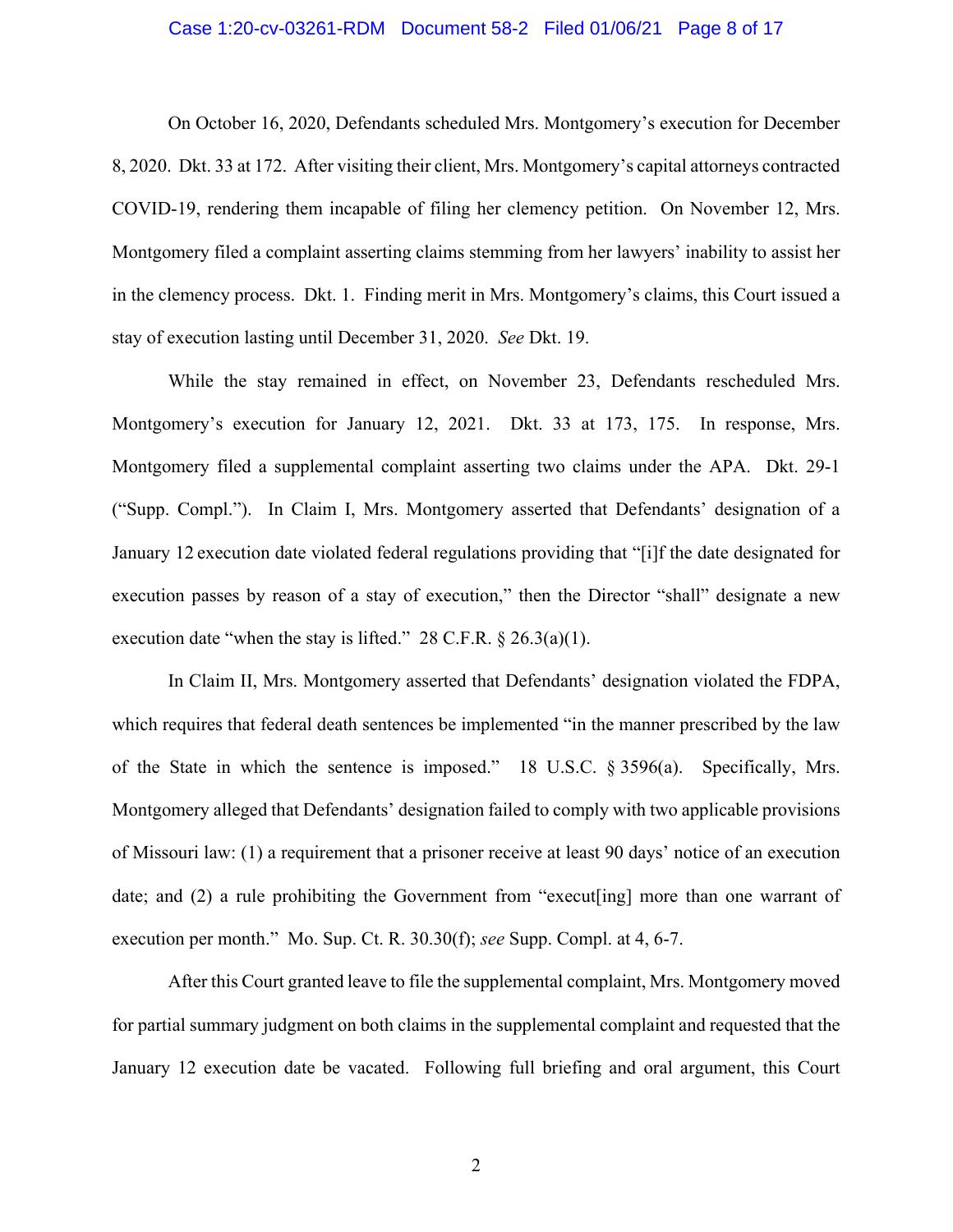On October 16, 2020, Defendants scheduled Mrs. Montgomery's execution for December 8, 2020. Dkt. 33 at 172. After visiting their client, Mrs. Montgomery's capital attorneys contracted COVID-19, rendering them incapable of filing her clemency petition. On November 12, Mrs. Montgomery filed a complaint asserting claims stemming from her lawyers' inability to assist her in the clemency process. Dkt. 1. Finding merit in Mrs. Montgomery's claims, this Court issued a stay of execution lasting until December 31, 2020. *See* Dkt. 19.

While the stay remained in effect, on November 23, Defendants rescheduled Mrs. Montgomery's execution for January 12, 2021. Dkt. 33 at 173, 175. In response, Mrs. Montgomery filed a supplemental complaint asserting two claims under the APA. Dkt. 29-1 ("Supp. Compl."). In Claim I, Mrs. Montgomery asserted that Defendants' designation of a January 12 execution date violated federal regulations providing that "[i]f the date designated for execution passes by reason of a stay of execution," then the Director "shall" designate a new execution date "when the stay is lifted." 28 C.F.R. § 26.3(a)(1).

In Claim II, Mrs. Montgomery asserted that Defendants' designation violated the FDPA, which requires that federal death sentences be implemented "in the manner prescribed by the law of the State in which the sentence is imposed." 18 U.S.C. § 3596(a). Specifically, Mrs. Montgomery alleged that Defendants' designation failed to comply with two applicable provisions of Missouri law: (1) a requirement that a prisoner receive at least 90 days' notice of an execution date; and (2) a rule prohibiting the Government from "execut[ing] more than one warrant of execution per month." Mo. Sup. Ct. R. 30.30(f); *see* Supp. Compl. at 4, 6-7.

After this Court granted leave to file the supplemental complaint, Mrs. Montgomery moved for partial summary judgment on both claims in the supplemental complaint and requested that the January 12 execution date be vacated. Following full briefing and oral argument, this Court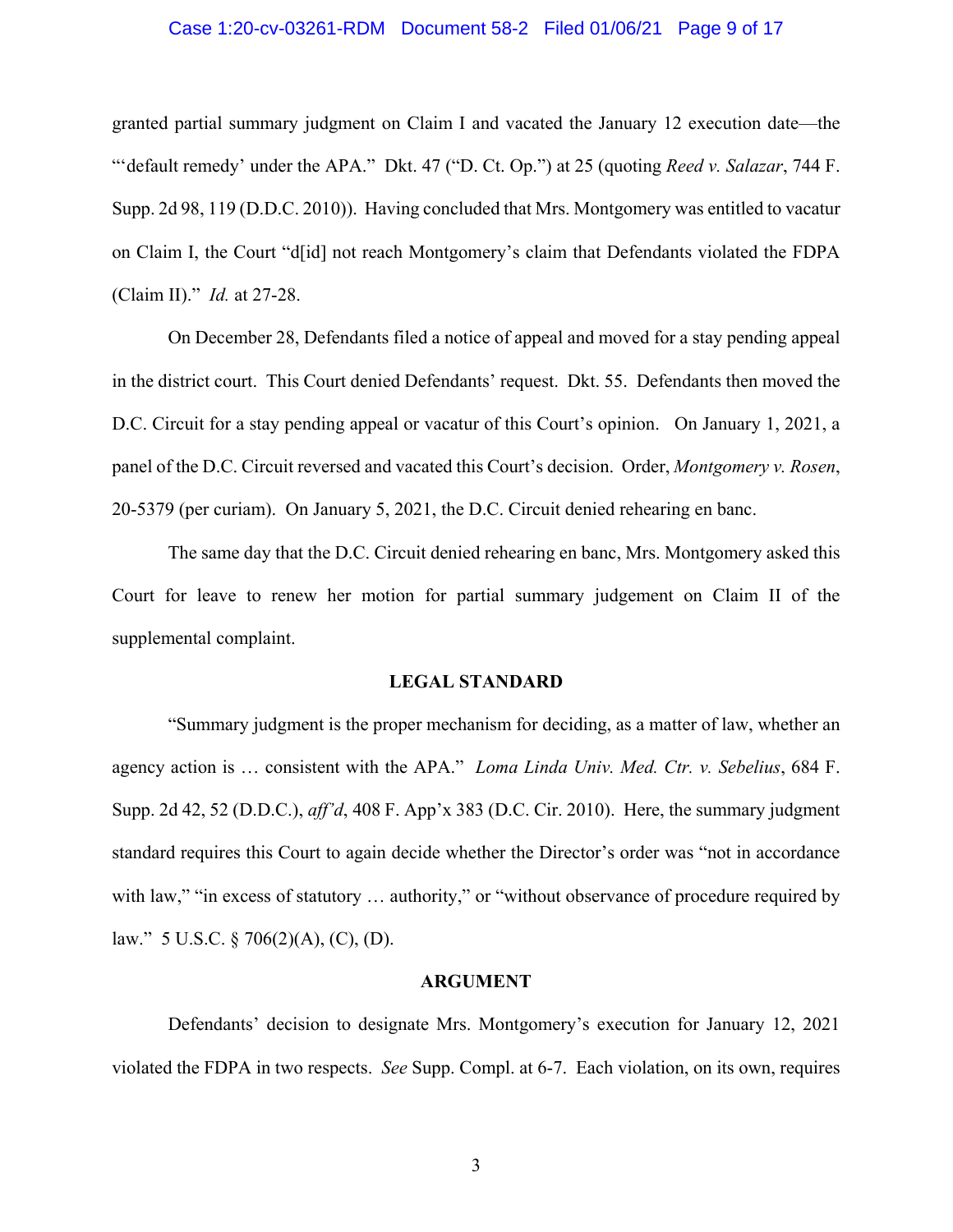granted partial summary judgment on Claim I and vacated the January 12 execution date—the "'default remedy' under the APA." Dkt. 47 ("D. Ct. Op.") at 25 (quoting *Reed v. Salazar*, 744 F. Supp. 2d 98, 119 (D.D.C. 2010)). Having concluded that Mrs. Montgomery was entitled to vacatur on Claim I, the Court "d[id] not reach Montgomery's claim that Defendants violated the FDPA (Claim II)." *Id.* at 27-28.

On December 28, Defendants filed a notice of appeal and moved for a stay pending appeal in the district court. This Court denied Defendants' request. Dkt. 55. Defendants then moved the D.C. Circuit for a stay pending appeal or vacatur of this Court's opinion. On January 1, 2021, a panel of the D.C. Circuit reversed and vacated this Court's decision. Order, *Montgomery v. Rosen*, 20-5379 (per curiam). On January 5, 2021, the D.C. Circuit denied rehearing en banc.

The same day that the D.C. Circuit denied rehearing en banc, Mrs. Montgomery asked this Court for leave to renew her motion for partial summary judgement on Claim II of the supplemental complaint.

## LEGAL STANDARD

"Summary judgment is the proper mechanism for deciding, as a matter of law, whether an agency action is … consistent with the APA." *Loma Linda Univ. Med. Ctr. v. Sebelius*, 684 F. Supp. 2d 42, 52 (D.D.C.), *aff'd*, 408 F. App'x 383 (D.C. Cir. 2010). Here, the summary judgment standard requires this Court to again decide whether the Director's order was "not in accordance with law," "in excess of statutory … authority," or "without observance of procedure required by law." 5 U.S.C. § 706(2)(A), (C), (D).

## ARGUMENT

Defendants' decision to designate Mrs. Montgomery's execution for January 12, 2021 violated the FDPA in two respects. *See* Supp. Compl. at 6-7. Each violation, on its own, requires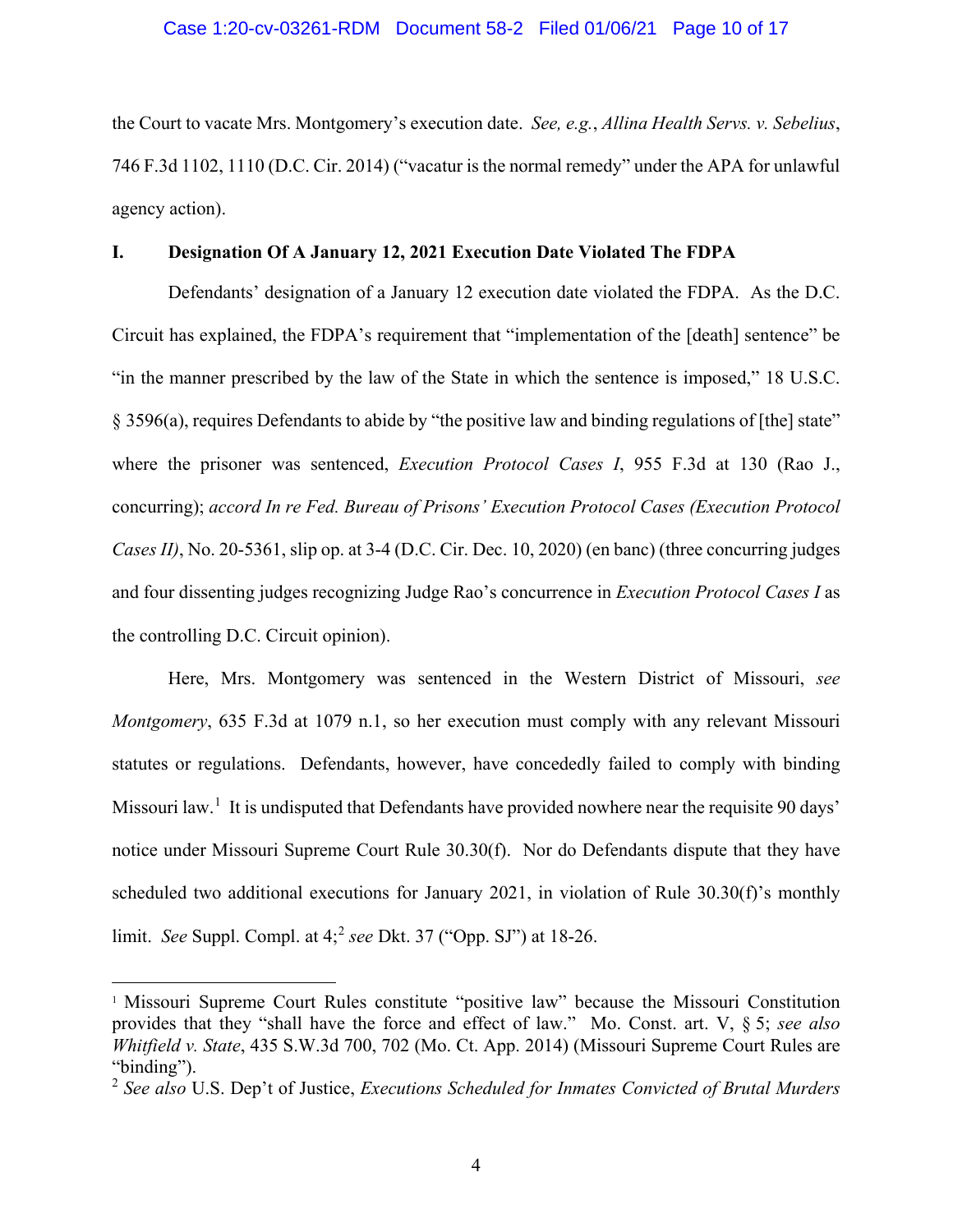the Court to vacate Mrs. Montgomery's execution date. *See, e.g.*, *Allina Health Servs. v. Sebelius*, 746 F.3d 1102, 1110 (D.C. Cir. 2014) ("vacatur is the normal remedy" under the APA for unlawful agency action).

## I. Designation Of A January 12, 2021 Execution Date Violated The FDPA

Defendants' designation of a January 12 execution date violated the FDPA. As the D.C. Circuit has explained, the FDPA's requirement that "implementation of the [death] sentence" be "in the manner prescribed by the law of the State in which the sentence is imposed," 18 U.S.C. § 3596(a), requires Defendants to abide by "the positive law and binding regulations of [the] state" where the prisoner was sentenced, *Execution Protocol Cases I*, 955 F.3d at 130 (Rao J., concurring); *accord In re Fed. Bureau of Prisons' Execution Protocol Cases (Execution Protocol Cases II)*, No. 20-5361, slip op. at 3-4 (D.C. Cir. Dec. 10, 2020) (en banc) (three concurring judges and four dissenting judges recognizing Judge Rao's concurrence in *Execution Protocol Cases I* as the controlling D.C. Circuit opinion).

Here, Mrs. Montgomery was sentenced in the Western District of Missouri, *see Montgomery*, 635 F.3d at 1079 n.1, so her execution must comply with any relevant Missouri statutes or regulations. Defendants, however, have concededly failed to comply with binding Missouri law.[1] It is undisputed that Defendants have provided nowhere near the requisite 90 days' notice under Missouri Supreme Court Rule 30.30(f). Nor do Defendants dispute that they have scheduled two additional executions for January 2021, in violation of Rule 30.30(f)'s monthly limit. *See* Suppl. Compl. at 4;[2] *see* Dkt. 37 ("Opp. SJ") at 18-26.

---

[1] Missouri Supreme Court Rules constitute "positive law" because the Missouri Constitution provides that they "shall have the force and effect of law." Mo. Const. art. V, § 5; *see also Whitfield v. State*, 435 S.W.3d 700, 702 (Mo. Ct. App. 2014) (Missouri Supreme Court Rules are "binding").

[2] *See also* U.S. Dep't of Justice, *Executions Scheduled for Inmates Convicted of Brutal Murders*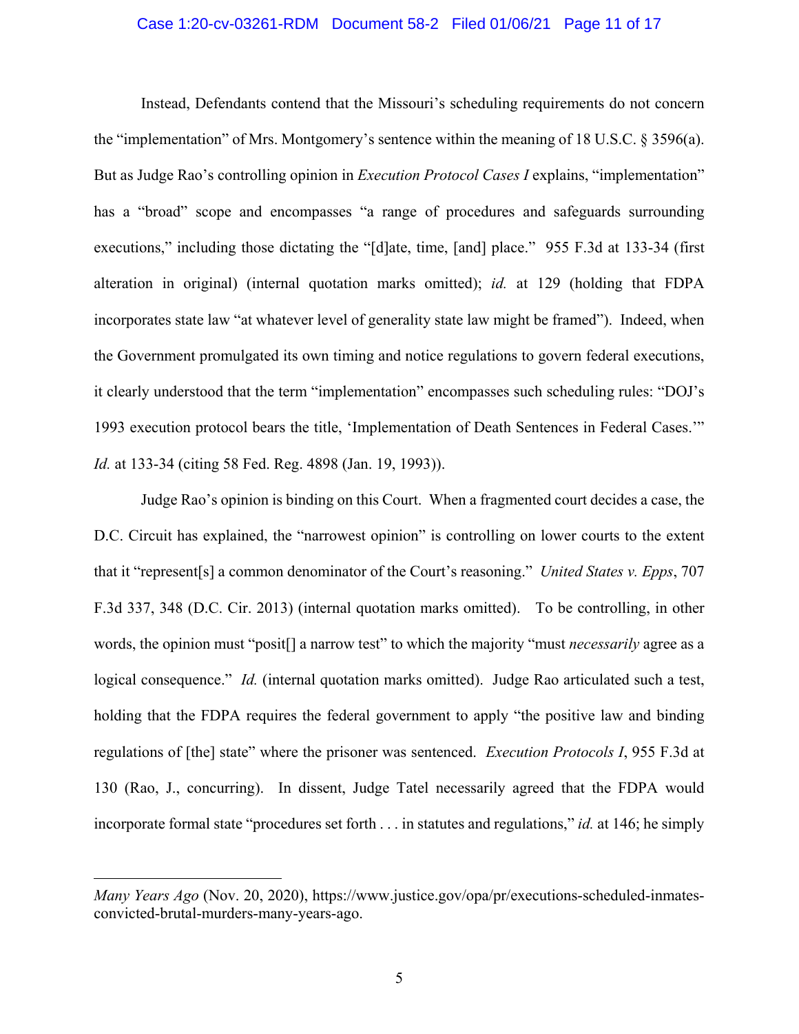Instead, Defendants contend that the Missouri's scheduling requirements do not concern the "implementation" of Mrs. Montgomery's sentence within the meaning of 18 U.S.C. § 3596(a). But as Judge Rao's controlling opinion in *Execution Protocol Cases I* explains, "implementation" has a "broad" scope and encompasses "a range of procedures and safeguards surrounding executions," including those dictating the "[d]ate, time, [and] place." 955 F.3d at 133-34 (first alteration in original) (internal quotation marks omitted); *id.* at 129 (holding that FDPA incorporates state law "at whatever level of generality state law might be framed"). Indeed, when the Government promulgated its own timing and notice regulations to govern federal executions, it clearly understood that the term "implementation" encompasses such scheduling rules: "DOJ's 1993 execution protocol bears the title, 'Implementation of Death Sentences in Federal Cases.'" *Id.* at 133-34 (citing 58 Fed. Reg. 4898 (Jan. 19, 1993)).

Judge Rao's opinion is binding on this Court. When a fragmented court decides a case, the D.C. Circuit has explained, the "narrowest opinion" is controlling on lower courts to the extent that it "represent[s] a common denominator of the Court's reasoning." *United States v. Epps*, 707 F.3d 337, 348 (D.C. Cir. 2013) (internal quotation marks omitted). To be controlling, in other words, the opinion must "posit[] a narrow test" to which the majority "must *necessarily* agree as a logical consequence." *Id.* (internal quotation marks omitted). Judge Rao articulated such a test, holding that the FDPA requires the federal government to apply "the positive law and binding regulations of [the] state" where the prisoner was sentenced. *Execution Protocols I*, 955 F.3d at 130 (Rao, J., concurring). In dissent, Judge Tatel necessarily agreed that the FDPA would incorporate formal state "procedures set forth . . . in statutes and regulations," *id.* at 146; he simply

---

*Many Years Ago* (Nov. 20, 2020), https://www.justice.gov/opa/pr/executions-scheduled-inmates-convicted-brutal-murders-many-years-ago.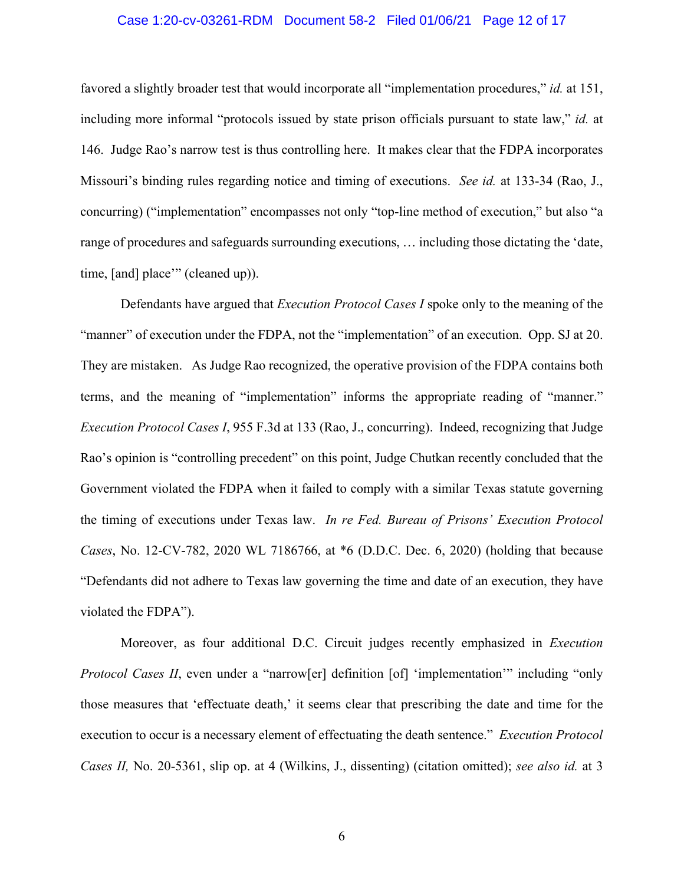favored a slightly broader test that would incorporate all "implementation procedures," *id.* at 151, including more informal "protocols issued by state prison officials pursuant to state law," *id.* at 146. Judge Rao's narrow test is thus controlling here. It makes clear that the FDPA incorporates Missouri's binding rules regarding notice and timing of executions. *See id.* at 133-34 (Rao, J., concurring) ("implementation" encompasses not only "top-line method of execution," but also "a range of procedures and safeguards surrounding executions, … including those dictating the 'date, time, [and] place'" (cleaned up)).

Defendants have argued that *Execution Protocol Cases I* spoke only to the meaning of the "manner" of execution under the FDPA, not the "implementation" of an execution. Opp. SJ at 20. They are mistaken. As Judge Rao recognized, the operative provision of the FDPA contains both terms, and the meaning of "implementation" informs the appropriate reading of "manner." *Execution Protocol Cases I*, 955 F.3d at 133 (Rao, J., concurring). Indeed, recognizing that Judge Rao's opinion is "controlling precedent" on this point, Judge Chutkan recently concluded that the Government violated the FDPA when it failed to comply with a similar Texas statute governing the timing of executions under Texas law. *In re Fed. Bureau of Prisons' Execution Protocol Cases*, No. 12-CV-782, 2020 WL 7186766, at *6 (D.D.C. Dec. 6, 2020) (holding that because "Defendants did not adhere to Texas law governing the time and date of an execution, they have violated the FDPA").

Moreover, as four additional D.C. Circuit judges recently emphasized in *Execution Protocol Cases II*, even under a "narrow[er] definition [of] 'implementation'" including "only those measures that 'effectuate death,' it seems clear that prescribing the date and time for the execution to occur is a necessary element of effectuating the death sentence." *Execution Protocol Cases II,* No. 20-5361, slip op. at 4 (Wilkins, J., dissenting) (citation omitted); *see also id.* at 3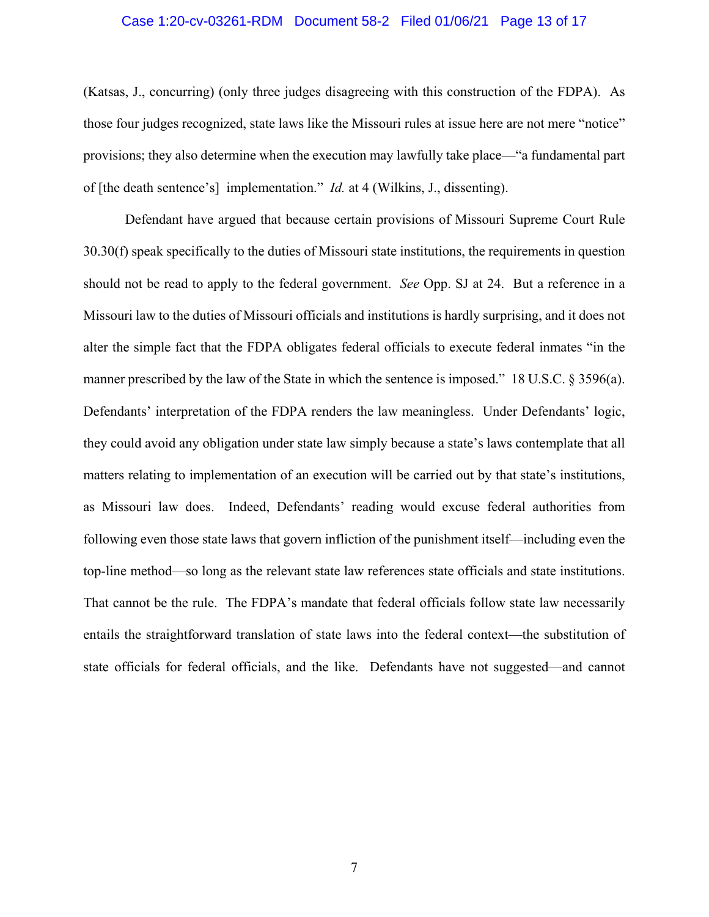(Katsas, J., concurring) (only three judges disagreeing with this construction of the FDPA). As those four judges recognized, state laws like the Missouri rules at issue here are not mere "notice" provisions; they also determine when the execution may lawfully take place—"a fundamental part of [the death sentence's] implementation." *Id.* at 4 (Wilkins, J., dissenting).

Defendant have argued that because certain provisions of Missouri Supreme Court Rule 30.30(f) speak specifically to the duties of Missouri state institutions, the requirements in question should not be read to apply to the federal government. *See* Opp. SJ at 24. But a reference in a Missouri law to the duties of Missouri officials and institutions is hardly surprising, and it does not alter the simple fact that the FDPA obligates federal officials to execute federal inmates "in the manner prescribed by the law of the State in which the sentence is imposed." 18 U.S.C. § 3596(a). Defendants' interpretation of the FDPA renders the law meaningless. Under Defendants' logic, they could avoid any obligation under state law simply because a state's laws contemplate that all matters relating to implementation of an execution will be carried out by that state's institutions, as Missouri law does. Indeed, Defendants' reading would excuse federal authorities from following even those state laws that govern infliction of the punishment itself—including even the top-line method—so long as the relevant state law references state officials and state institutions. That cannot be the rule. The FDPA's mandate that federal officials follow state law necessarily entails the straightforward translation of state laws into the federal context—the substitution of state officials for federal officials, and the like. Defendants have not suggested—and cannot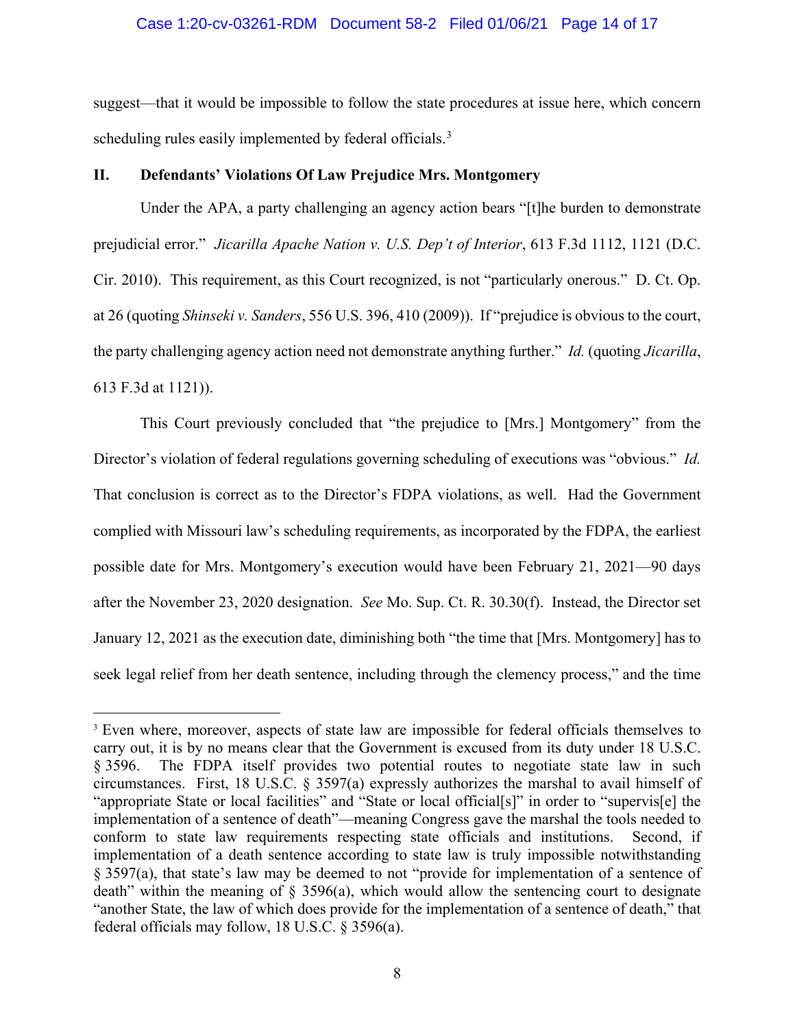suggest—that it would be impossible to follow the state procedures at issue here, which concern scheduling rules easily implemented by federal officials.[3]

## II. Defendants' Violations Of Law Prejudice Mrs. Montgomery

Under the APA, a party challenging an agency action bears "[t]he burden to demonstrate prejudicial error." *Jicarilla Apache Nation v. U.S. Dep't of Interior*, 613 F.3d 1112, 1121 (D.C. Cir. 2010). This requirement, as this Court recognized, is not "particularly onerous." D. Ct. Op. at 26 (quoting *Shinseki v. Sanders*, 556 U.S. 396, 410 (2009)). If "prejudice is obvious to the court, the party challenging agency action need not demonstrate anything further." *Id.* (quoting *Jicarilla*, 613 F.3d at 1121)).

This Court previously concluded that "the prejudice to [Mrs.] Montgomery" from the Director's violation of federal regulations governing scheduling of executions was "obvious." *Id.* That conclusion is correct as to the Director's FDPA violations, as well. Had the Government complied with Missouri law's scheduling requirements, as incorporated by the FDPA, the earliest possible date for Mrs. Montgomery's execution would have been February 21, 2021—90 days after the November 23, 2020 designation. *See* Mo. Sup. Ct. R. 30.30(f). Instead, the Director set January 12, 2021 as the execution date, diminishing both "the time that [Mrs. Montgomery] has to seek legal relief from her death sentence, including through the clemency process," and the time

---

[3] Even where, moreover, aspects of state law are impossible for federal officials themselves to carry out, it is by no means clear that the Government is excused from its duty under 18 U.S.C. § 3596. The FDPA itself provides two potential routes to negotiate state law in such circumstances. First, 18 U.S.C. § 3597(a) expressly authorizes the marshal to avail himself of "appropriate State or local facilities" and "State or local official[s]" in order to "supervis[e] the implementation of a sentence of death"—meaning Congress gave the marshal the tools needed to conform to state law requirements respecting state officials and institutions. Second, if implementation of a death sentence according to state law is truly impossible notwithstanding § 3597(a), that state's law may be deemed to not "provide for implementation of a sentence of death" within the meaning of § 3596(a), which would allow the sentencing court to designate "another State, the law of which does provide for the implementation of a sentence of death," that federal officials may follow, 18 U.S.C. § 3596(a).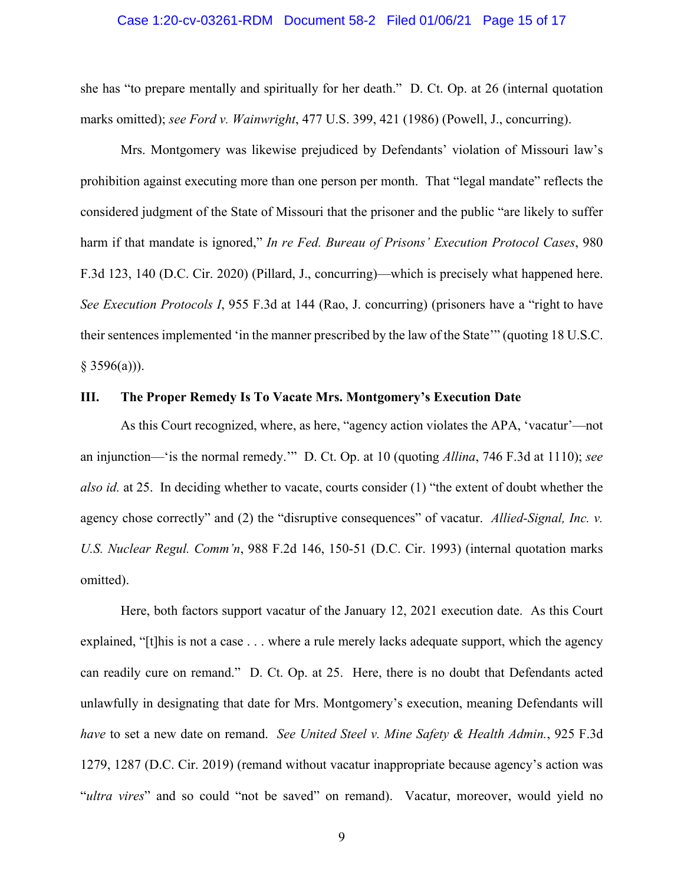she has "to prepare mentally and spiritually for her death." D. Ct. Op. at 26 (internal quotation marks omitted); *see Ford v. Wainwright*, 477 U.S. 399, 421 (1986) (Powell, J., concurring).

Mrs. Montgomery was likewise prejudiced by Defendants' violation of Missouri law's prohibition against executing more than one person per month. That "legal mandate" reflects the considered judgment of the State of Missouri that the prisoner and the public "are likely to suffer harm if that mandate is ignored," *In re Fed. Bureau of Prisons' Execution Protocol Cases*, 980 F.3d 123, 140 (D.C. Cir. 2020) (Pillard, J., concurring)—which is precisely what happened here. *See Execution Protocols I*, 955 F.3d at 144 (Rao, J. concurring) (prisoners have a "right to have their sentences implemented 'in the manner prescribed by the law of the State'" (quoting 18 U.S.C. § 3596(a))).

## III. The Proper Remedy Is To Vacate Mrs. Montgomery's Execution Date

As this Court recognized, where, as here, "agency action violates the APA, 'vacatur'—not an injunction—'is the normal remedy.'" D. Ct. Op. at 10 (quoting *Allina*, 746 F.3d at 1110); *see also id.* at 25. In deciding whether to vacate, courts consider (1) "the extent of doubt whether the agency chose correctly" and (2) the "disruptive consequences" of vacatur. *Allied-Signal, Inc. v. U.S. Nuclear Regul. Comm'n*, 988 F.2d 146, 150-51 (D.C. Cir. 1993) (internal quotation marks omitted).

Here, both factors support vacatur of the January 12, 2021 execution date. As this Court explained, "[t]his is not a case . . . where a rule merely lacks adequate support, which the agency can readily cure on remand." D. Ct. Op. at 25. Here, there is no doubt that Defendants acted unlawfully in designating that date for Mrs. Montgomery's execution, meaning Defendants will *have* to set a new date on remand. *See United Steel v. Mine Safety & Health Admin.*, 925 F.3d 1279, 1287 (D.C. Cir. 2019) (remand without vacatur inappropriate because agency's action was "*ultra vires*" and so could "not be saved" on remand). Vacatur, moreover, would yield no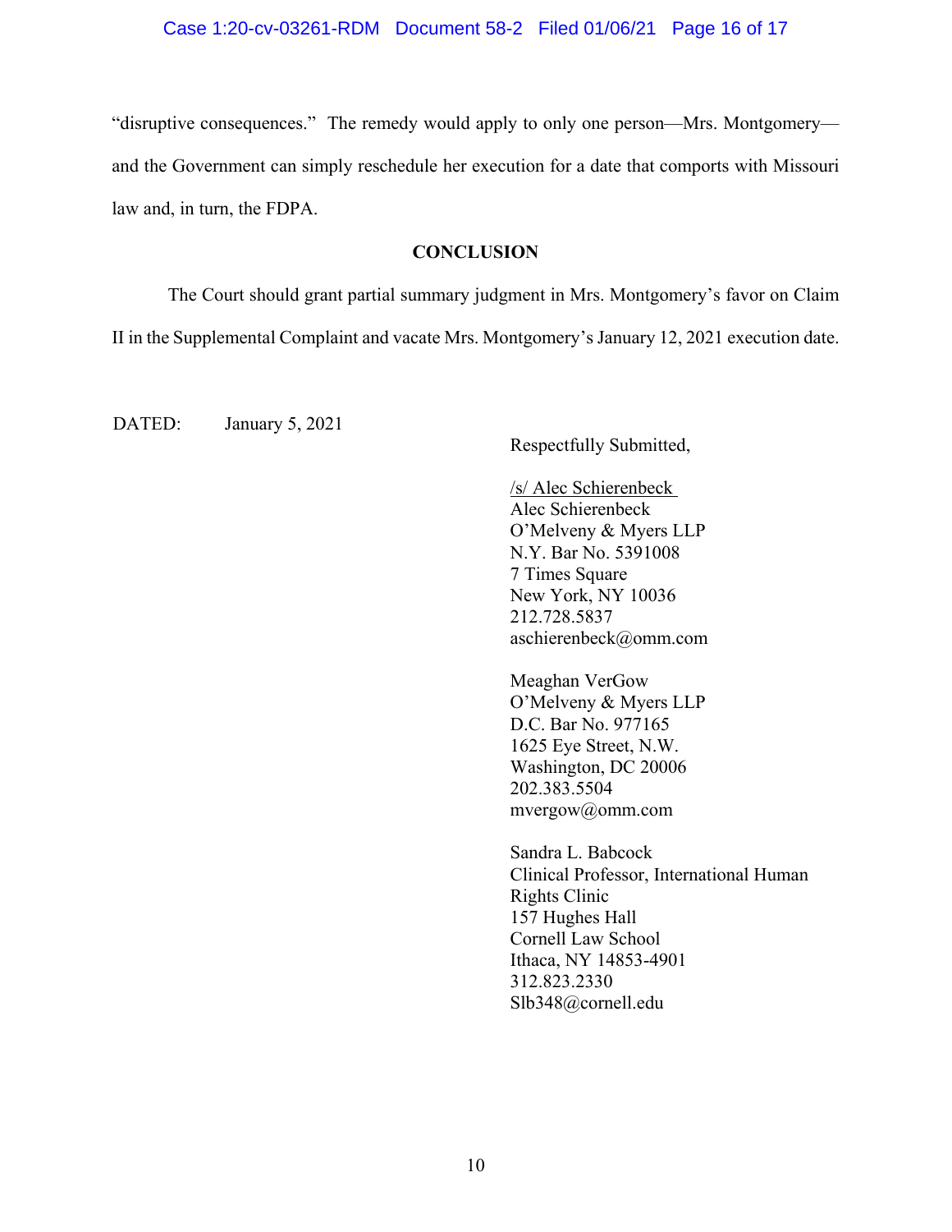"disruptive consequences." The remedy would apply to only one person—Mrs. Montgomery—and the Government can simply reschedule her execution for a date that comports with Missouri law and, in turn, the FDPA.

**CONCLUSION**

The Court should grant partial summary judgment in Mrs. Montgomery's favor on Claim II in the Supplemental Complaint and vacate Mrs. Montgomery's January 12, 2021 execution date.

DATED: January 5, 2021

Respectfully Submitted,

/s/ Alec Schierenbeck
Alec Schierenbeck
O'Melveny & Myers LLP
N.Y. Bar No. 5391008
7 Times Square
New York, NY 10036
212.728.5837
aschierenbeck@omm.com

Meaghan VerGow
O'Melveny & Myers LLP
D.C. Bar No. 977165
1625 Eye Street, N.W.
Washington, DC 20006
202.383.5504
mvergow@omm.com

Sandra L. Babcock
Clinical Professor, International Human Rights Clinic
157 Hughes Hall
Cornell Law School
Ithaca, NY 14853-4901
312.823.2330
Slb348@cornell.edu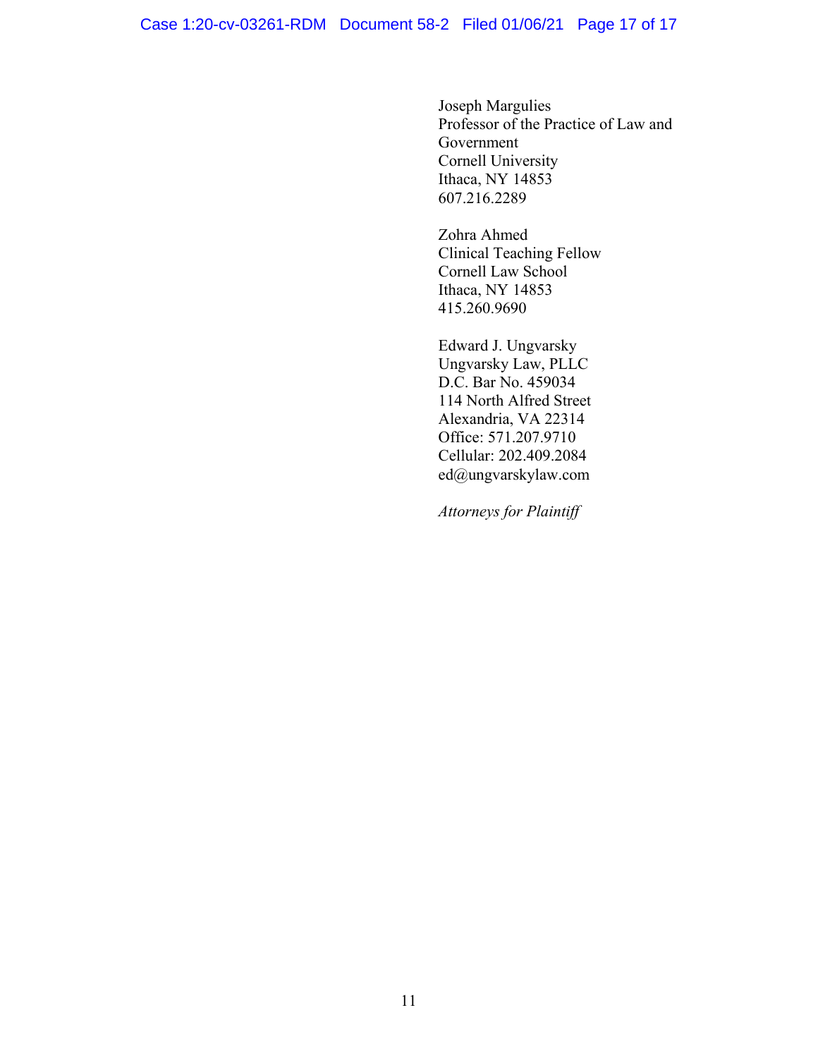Joseph Margulies
Professor of the Practice of Law and Government
Cornell University
Ithaca, NY 14853
607.216.2289

Zohra Ahmed
Clinical Teaching Fellow
Cornell Law School
Ithaca, NY 14853
415.260.9690

Edward J. Ungvarsky
Ungvarsky Law, PLLC
D.C. Bar No. 459034
114 North Alfred Street
Alexandria, VA 22314
Office: 571.207.9710
Cellular: 202.409.2084
ed@ungvarskylaw.com

*Attorneys for Plaintiff*